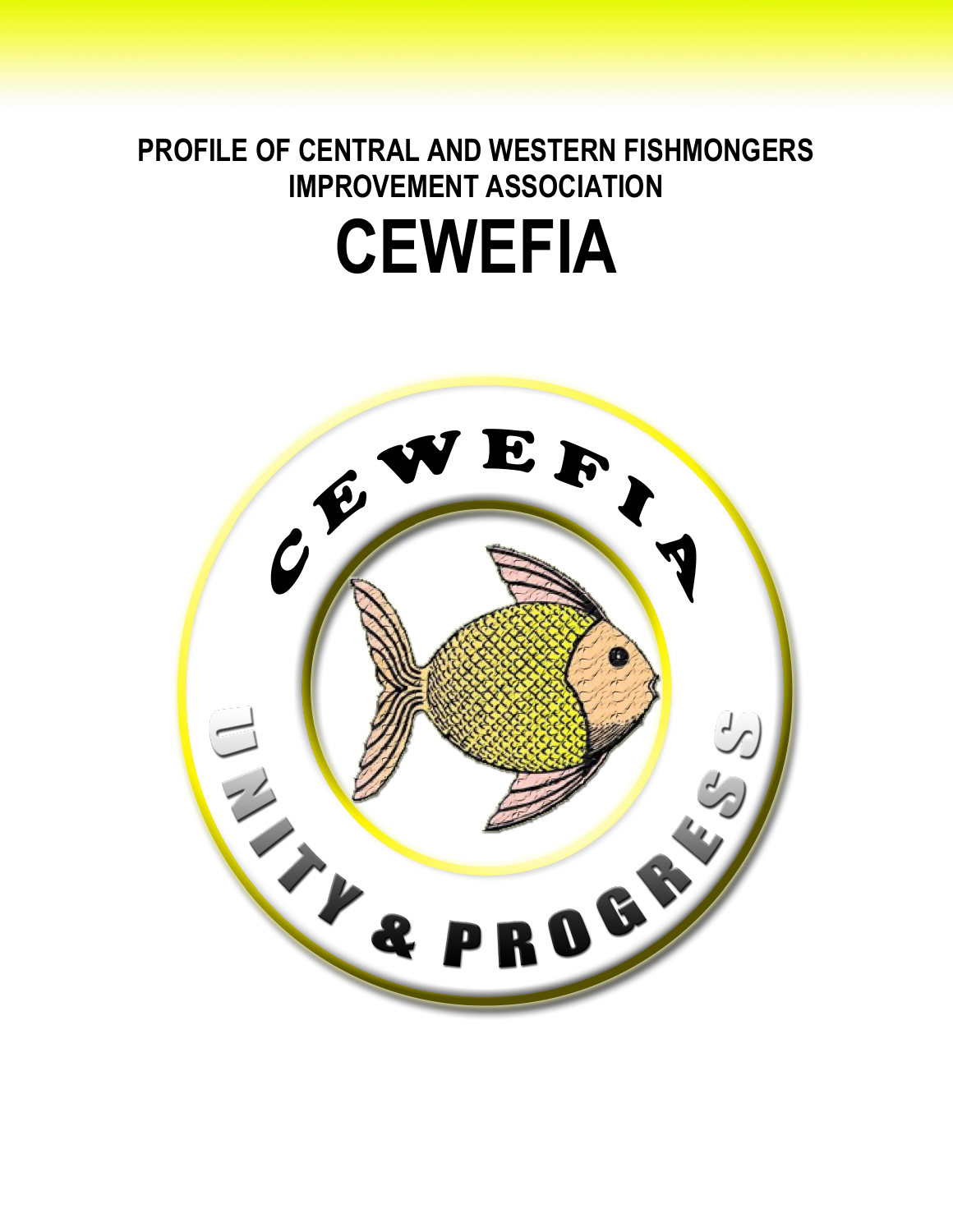# PROFILE OF CENTRAL AND WESTERN FISHMONGERS IMPROVEMENT ASSOCIATION

# CEWEFIA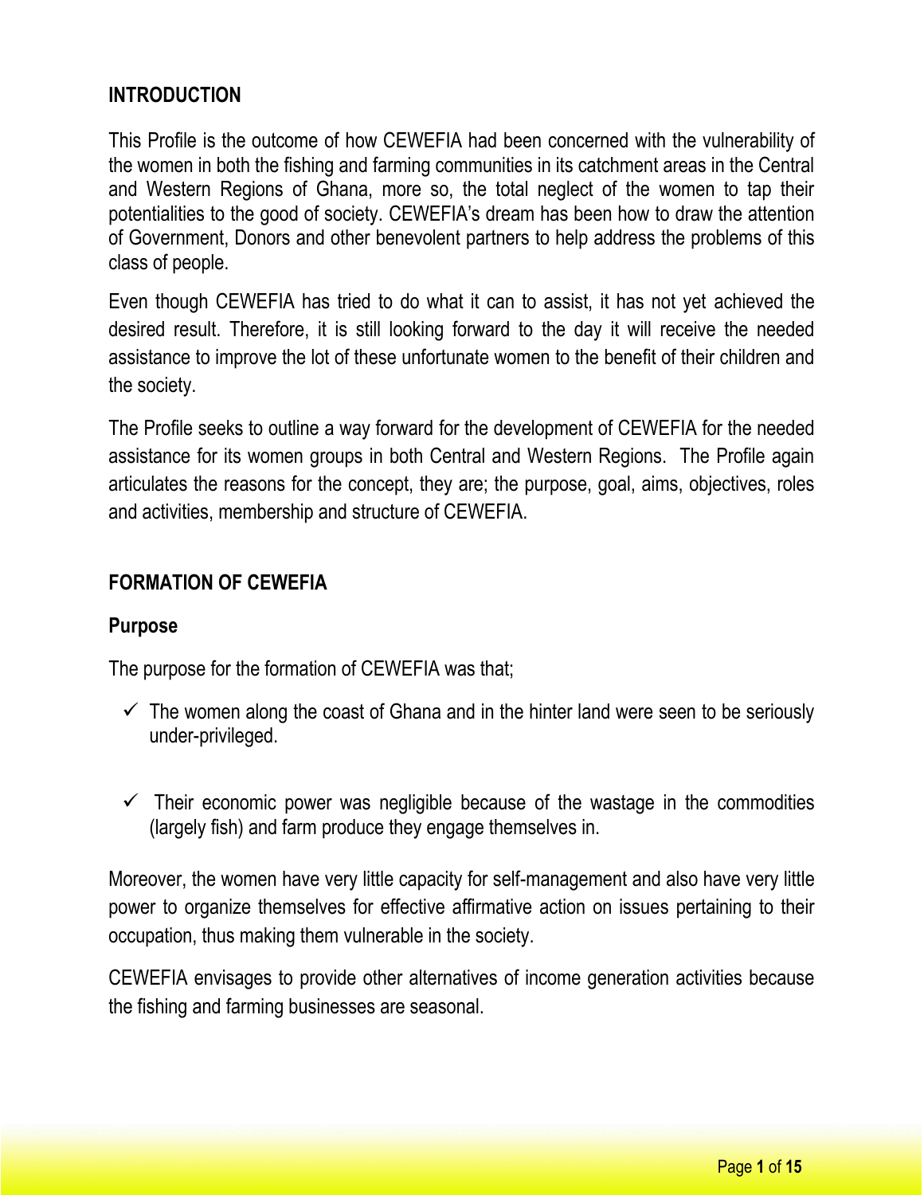## INTRODUCTION

This Profile is the outcome of how CEWEFIA had been concerned with the vulnerability of the women in both the fishing and farming communities in its catchment areas in the Central and Western Regions of Ghana, more so, the total neglect of the women to tap their potentialities to the good of society. CEWEFIA's dream has been how to draw the attention of Government, Donors and other benevolent partners to help address the problems of this class of people.

Even though CEWEFIA has tried to do what it can to assist, it has not yet achieved the desired result. Therefore, it is still looking forward to the day it will receive the needed assistance to improve the lot of these unfortunate women to the benefit of their children and the society.

The Profile seeks to outline a way forward for the development of CEWEFIA for the needed assistance for its women groups in both Central and Western Regions. The Profile again articulates the reasons for the concept, they are; the purpose, goal, aims, objectives, roles and activities, membership and structure of CEWEFIA.

## FORMATION OF CEWEFIA

### Purpose

The purpose for the formation of CEWEFIA was that;

- ✓ The women along the coast of Ghana and in the hinter land were seen to be seriously under-privileged.
- ✓ Their economic power was negligible because of the wastage in the commodities (largely fish) and farm produce they engage themselves in.

Moreover, the women have very little capacity for self-management and also have very little power to organize themselves for effective affirmative action on issues pertaining to their occupation, thus making them vulnerable in the society.

CEWEFIA envisages to provide other alternatives of income generation activities because the fishing and farming businesses are seasonal.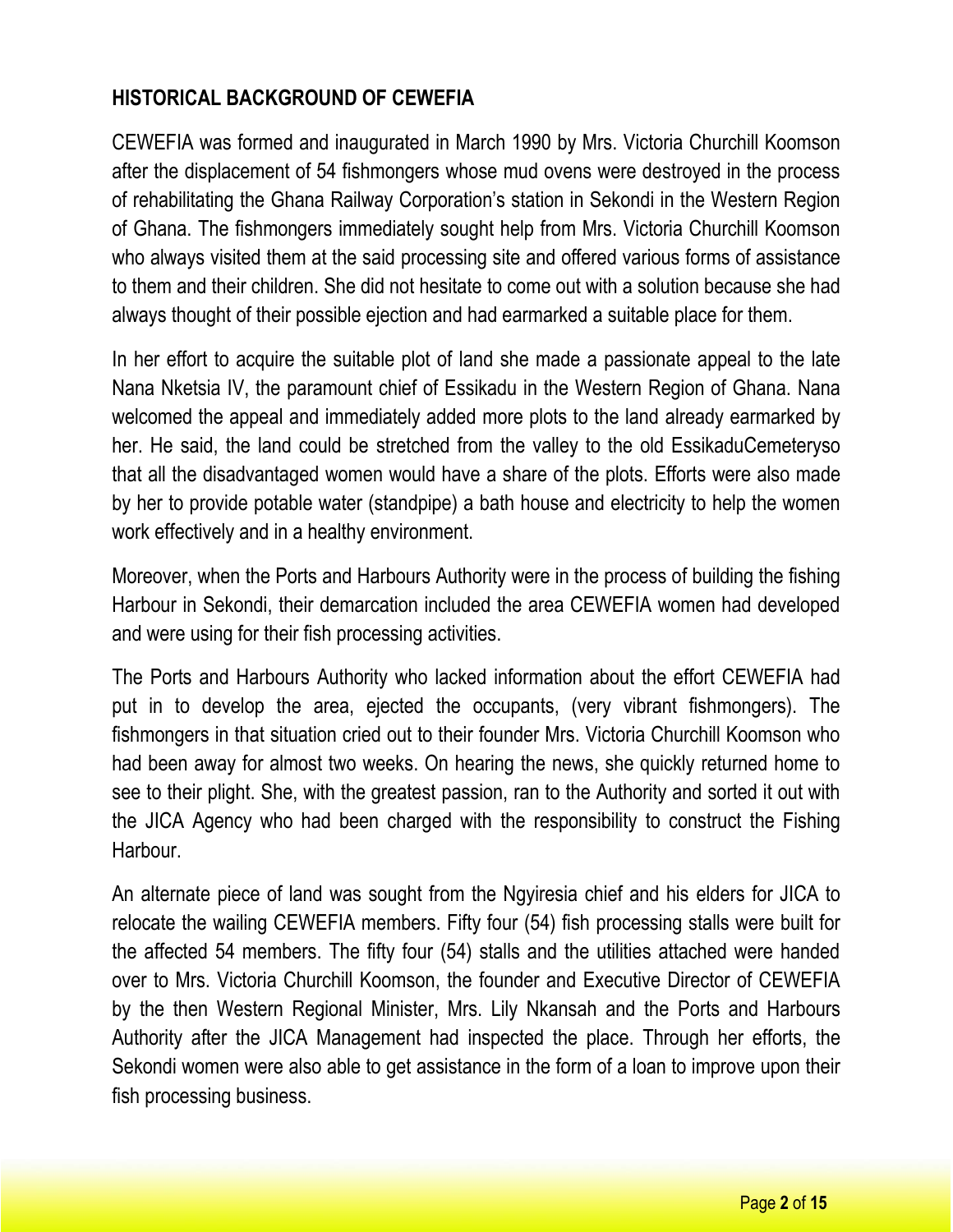## HISTORICAL BACKGROUND OF CEWEFIA

CEWEFIA was formed and inaugurated in March 1990 by Mrs. Victoria Churchill Koomson after the displacement of 54 fishmongers whose mud ovens were destroyed in the process of rehabilitating the Ghana Railway Corporation's station in Sekondi in the Western Region of Ghana. The fishmongers immediately sought help from Mrs. Victoria Churchill Koomson who always visited them at the said processing site and offered various forms of assistance to them and their children. She did not hesitate to come out with a solution because she had always thought of their possible ejection and had earmarked a suitable place for them.

In her effort to acquire the suitable plot of land she made a passionate appeal to the late Nana Nketsia IV, the paramount chief of Essikadu in the Western Region of Ghana. Nana welcomed the appeal and immediately added more plots to the land already earmarked by her. He said, the land could be stretched from the valley to the old EssikaduCemeteryso that all the disadvantaged women would have a share of the plots. Efforts were also made by her to provide potable water (standpipe) a bath house and electricity to help the women work effectively and in a healthy environment.

Moreover, when the Ports and Harbours Authority were in the process of building the fishing Harbour in Sekondi, their demarcation included the area CEWEFIA women had developed and were using for their fish processing activities.

The Ports and Harbours Authority who lacked information about the effort CEWEFIA had put in to develop the area, ejected the occupants, (very vibrant fishmongers). The fishmongers in that situation cried out to their founder Mrs. Victoria Churchill Koomson who had been away for almost two weeks. On hearing the news, she quickly returned home to see to their plight. She, with the greatest passion, ran to the Authority and sorted it out with the JICA Agency who had been charged with the responsibility to construct the Fishing Harbour.

An alternate piece of land was sought from the Ngyiresia chief and his elders for JICA to relocate the wailing CEWEFIA members. Fifty four (54) fish processing stalls were built for the affected 54 members. The fifty four (54) stalls and the utilities attached were handed over to Mrs. Victoria Churchill Koomson, the founder and Executive Director of CEWEFIA by the then Western Regional Minister, Mrs. Lily Nkansah and the Ports and Harbours Authority after the JICA Management had inspected the place. Through her efforts, the Sekondi women were also able to get assistance in the form of a loan to improve upon their fish processing business.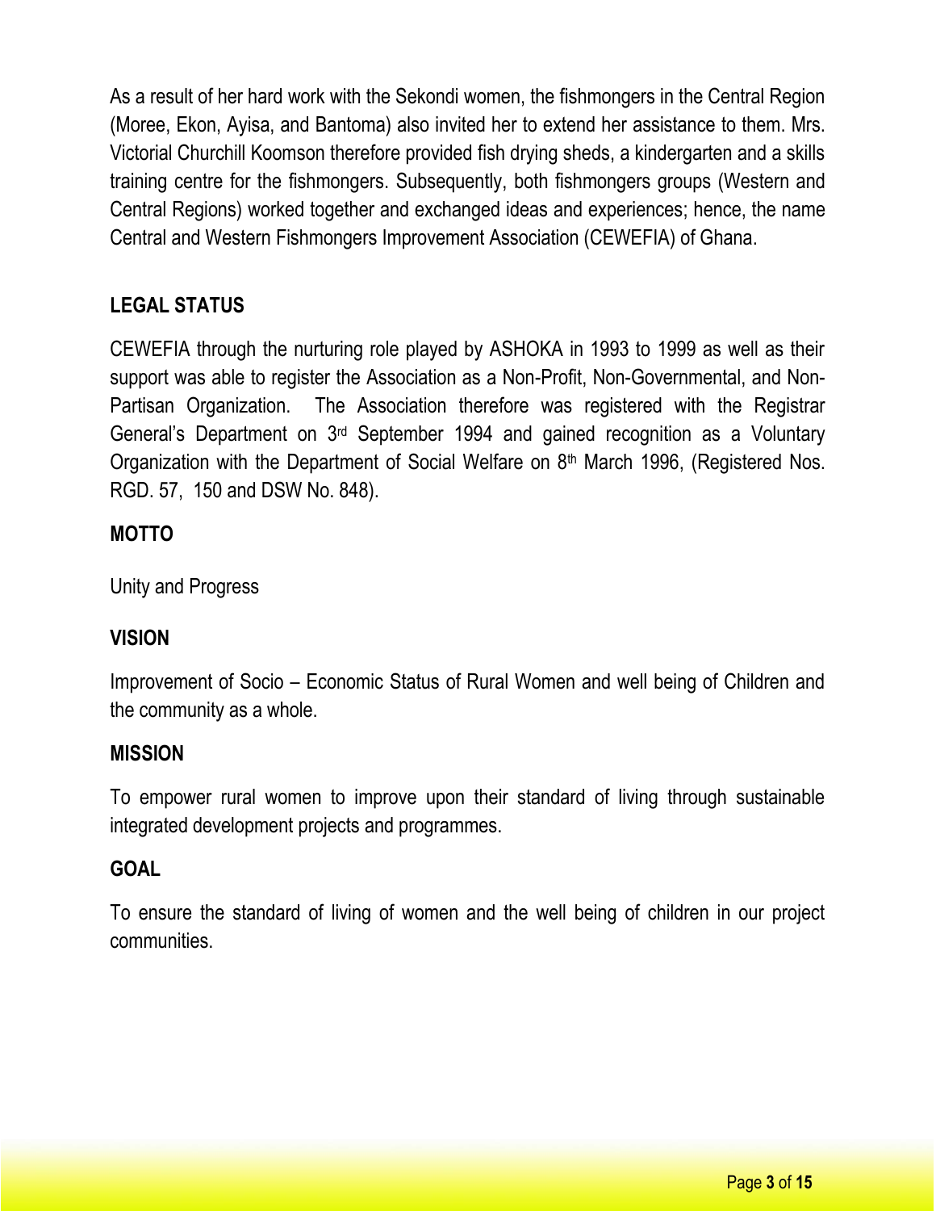As a result of her hard work with the Sekondi women, the fishmongers in the Central Region (Moree, Ekon, Ayisa, and Bantoma) also invited her to extend her assistance to them. Mrs. Victorial Churchill Koomson therefore provided fish drying sheds, a kindergarten and a skills training centre for the fishmongers. Subsequently, both fishmongers groups (Western and Central Regions) worked together and exchanged ideas and experiences; hence, the name Central and Western Fishmongers Improvement Association (CEWEFIA) of Ghana.

## LEGAL STATUS

CEWEFIA through the nurturing role played by ASHOKA in 1993 to 1999 as well as their support was able to register the Association as a Non-Profit, Non-Governmental, and Non-Partisan Organization. The Association therefore was registered with the Registrar General's Department on 3rd September 1994 and gained recognition as a Voluntary Organization with the Department of Social Welfare on 8th March 1996, (Registered Nos. RGD. 57, 150 and DSW No. 848).

## MOTTO

Unity and Progress

## VISION

Improvement of Socio – Economic Status of Rural Women and well being of Children and the community as a whole.

## MISSION

To empower rural women to improve upon their standard of living through sustainable integrated development projects and programmes.

## GOAL

To ensure the standard of living of women and the well being of children in our project communities.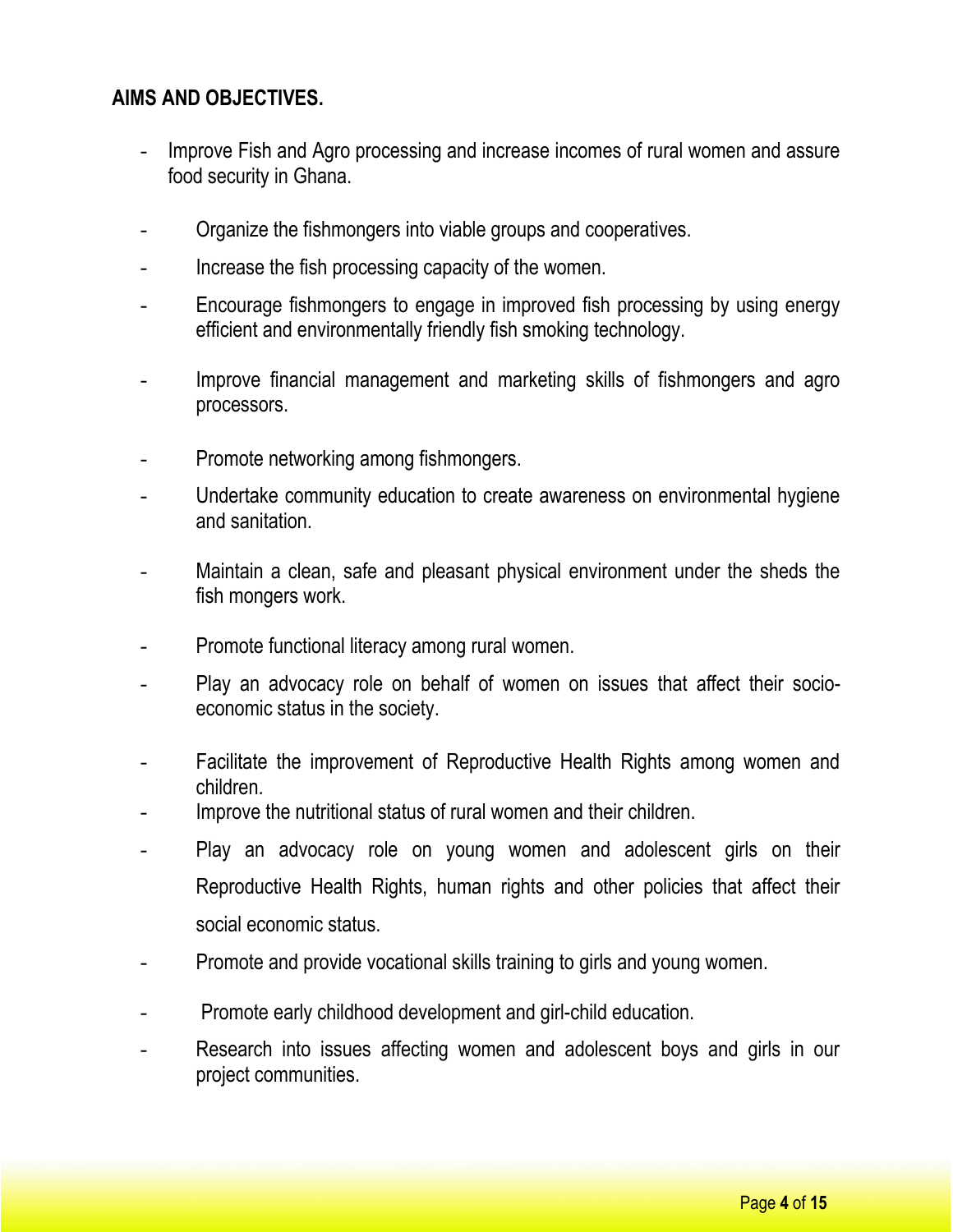**AIMS AND OBJECTIVES.**

- Improve Fish and Agro processing and increase incomes of rural women and assure food security in Ghana.
- Organize the fishmongers into viable groups and cooperatives.
- Increase the fish processing capacity of the women.
- Encourage fishmongers to engage in improved fish processing by using energy efficient and environmentally friendly fish smoking technology.
- Improve financial management and marketing skills of fishmongers and agro processors.
- Promote networking among fishmongers.
- Undertake community education to create awareness on environmental hygiene and sanitation.
- Maintain a clean, safe and pleasant physical environment under the sheds the fish mongers work.
- Promote functional literacy among rural women.
- Play an advocacy role on behalf of women on issues that affect their socio-economic status in the society.
- Facilitate the improvement of Reproductive Health Rights among women and children.
- Improve the nutritional status of rural women and their children.
- Play an advocacy role on young women and adolescent girls on their Reproductive Health Rights, human rights and other policies that affect their social economic status.
- Promote and provide vocational skills training to girls and young women.
- Promote early childhood development and girl-child education.
- Research into issues affecting women and adolescent boys and girls in our project communities.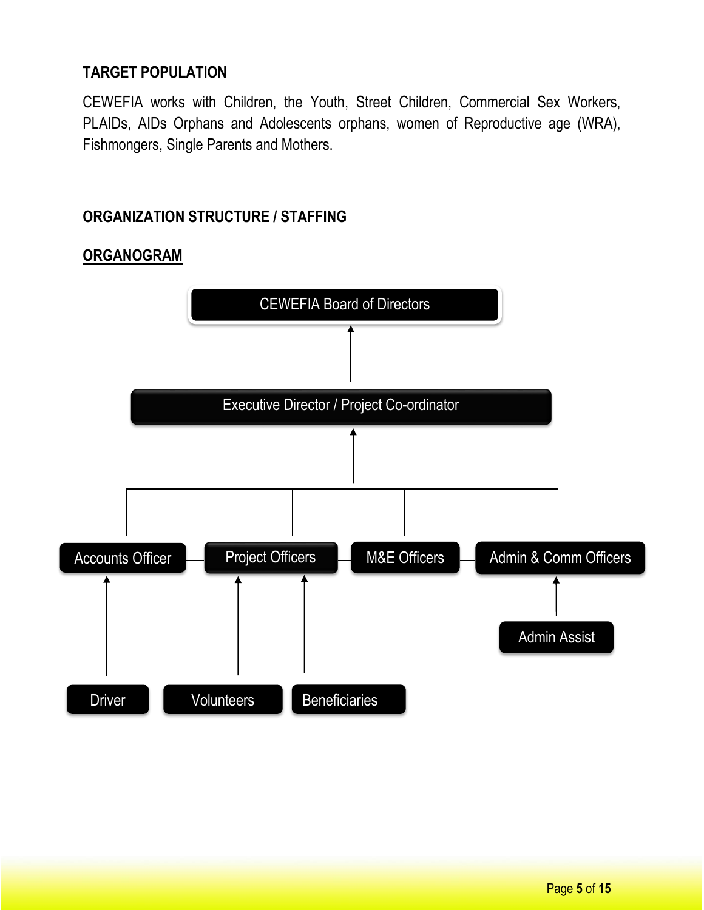## TARGET POPULATION

CEWEFIA works with Children, the Youth, Street Children, Commercial Sex Workers, PLAIDs, AIDs Orphans and Adolescents orphans, women of Reproductive age (WRA), Fishmongers, Single Parents and Mothers.

## ORGANIZATION STRUCTURE / STAFFING

### ORGANOGRAM

- CEWEFIA Board of Directors
  - Executive Director / Project Co-ordinator
    - Accounts Officer
      - Driver
    - Project Officers
      - Volunteers
      - Beneficiaries
    - M&E Officers
    - Admin & Comm Officers
      - Admin Assist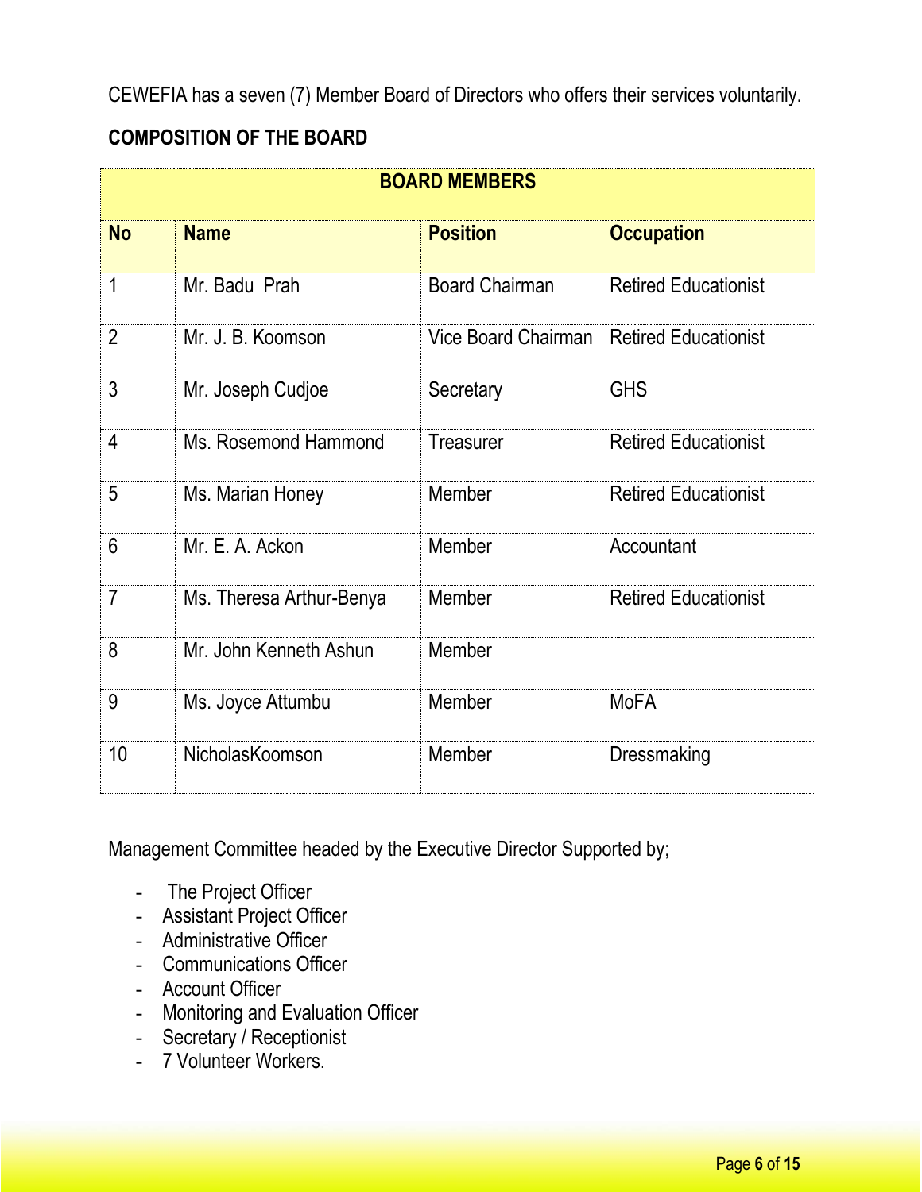CEWEFIA has a seven (7) Member Board of Directors who offers their services voluntarily.

**COMPOSITION OF THE BOARD**

| **BOARD MEMBERS** | | | |
|---|---|---|---|
| **No** | **Name** | **Position** | **Occupation** |
| 1 | Mr. Badu Prah | Board Chairman | Retired Educationist |
| 2 | Mr. J. B. Koomson | Vice Board Chairman | Retired Educationist |
| 3 | Mr. Joseph Cudjoe | Secretary | GHS |
| 4 | Ms. Rosemond Hammond | Treasurer | Retired Educationist |
| 5 | Ms. Marian Honey | Member | Retired Educationist |
| 6 | Mr. E. A. Ackon | Member | Accountant |
| 7 | Ms. Theresa Arthur-Benya | Member | Retired Educationist |
| 8 | Mr. John Kenneth Ashun | Member | |
| 9 | Ms. Joyce Attumbu | Member | MoFA |
| 10 | NicholasKoomson | Member | Dressmaking |

Management Committee headed by the Executive Director Supported by;

- The Project Officer
- Assistant Project Officer
- Administrative Officer
- Communications Officer
- Account Officer
- Monitoring and Evaluation Officer
- Secretary / Receptionist
- 7 Volunteer Workers.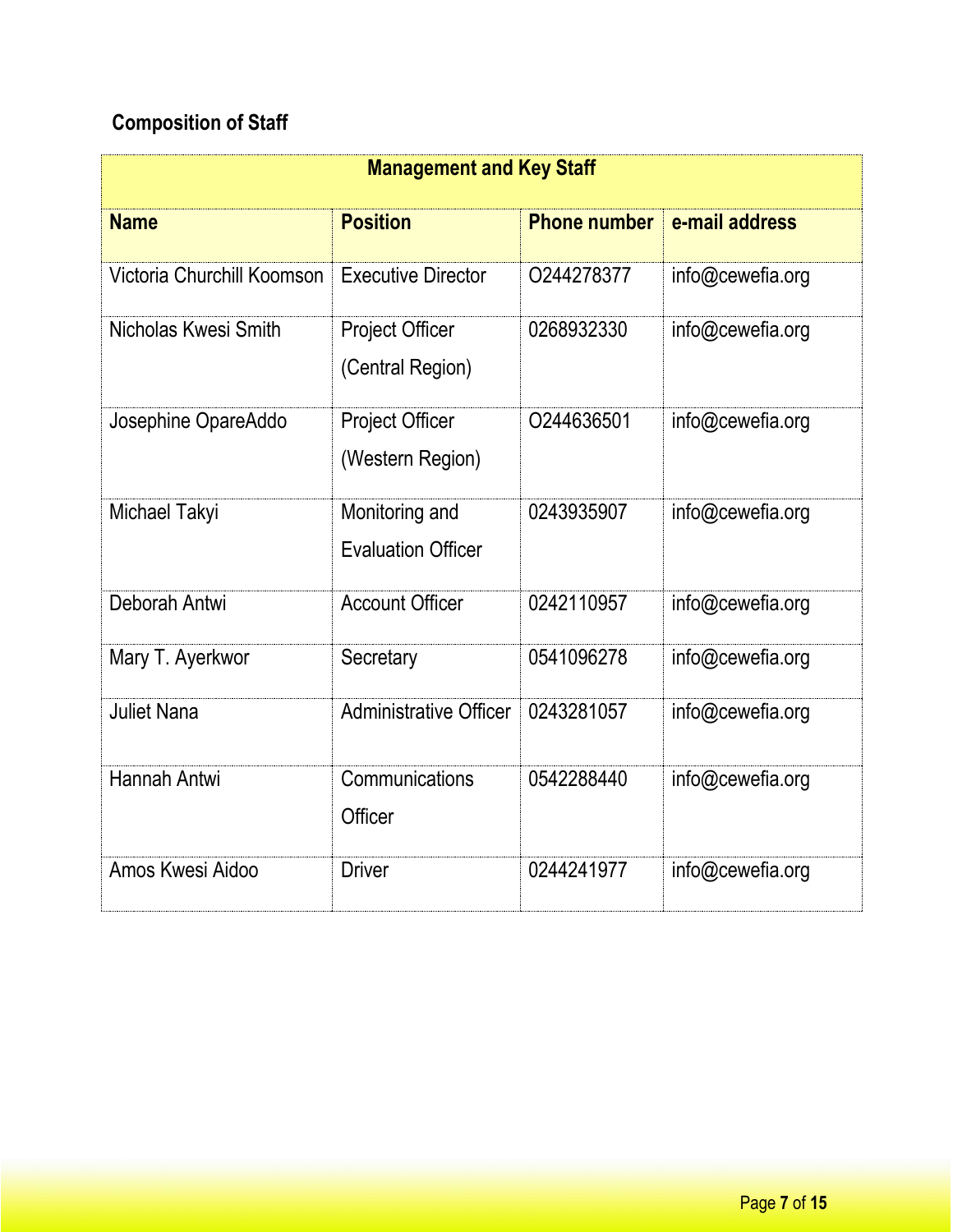**Composition of Staff**

| Management and Key Staff | | | |
|---|---|---|---|
| **Name** | **Position** | **Phone number** | **e-mail address** |
| Victoria Churchill Koomson | Executive Director | O244278377 | info@cewefia.org |
| Nicholas Kwesi Smith | Project Officer (Central Region) | 0268932330 | info@cewefia.org |
| Josephine OpareAddo | Project Officer (Western Region) | O244636501 | info@cewefia.org |
| Michael Takyi | Monitoring and Evaluation Officer | 0243935907 | info@cewefia.org |
| Deborah Antwi | Account Officer | 0242110957 | info@cewefia.org |
| Mary T. Ayerkwor | Secretary | 0541096278 | info@cewefia.org |
| Juliet Nana | Administrative Officer | 0243281057 | info@cewefia.org |
| Hannah Antwi | Communications Officer | 0542288440 | info@cewefia.org |
| Amos Kwesi Aidoo | Driver | 0244241977 | info@cewefia.org |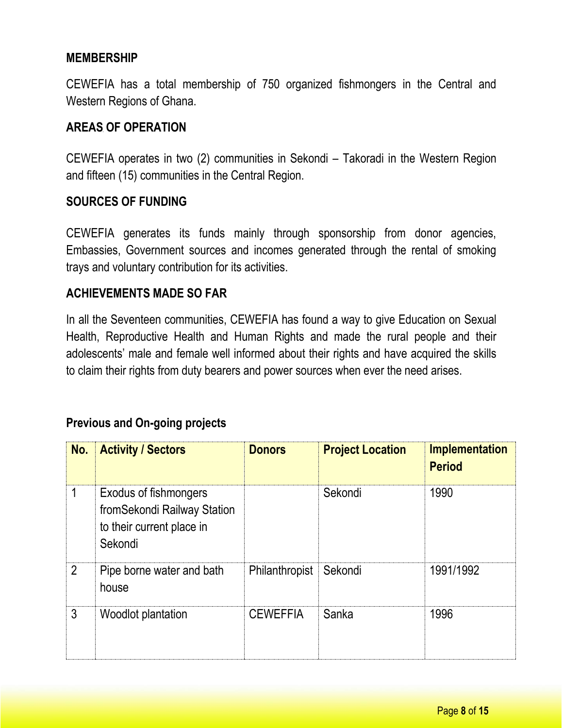## MEMBERSHIP

CEWEFIA has a total membership of 750 organized fishmongers in the Central and Western Regions of Ghana.

## AREAS OF OPERATION

CEWEFIA operates in two (2) communities in Sekondi – Takoradi in the Western Region and fifteen (15) communities in the Central Region.

## SOURCES OF FUNDING

CEWEFIA generates its funds mainly through sponsorship from donor agencies, Embassies, Government sources and incomes generated through the rental of smoking trays and voluntary contribution for its activities.

## ACHIEVEMENTS MADE SO FAR

In all the Seventeen communities, CEWEFIA has found a way to give Education on Sexual Health, Reproductive Health and Human Rights and made the rural people and their adolescents' male and female well informed about their rights and have acquired the skills to claim their rights from duty bearers and power sources when ever the need arises.

### Previous and On-going projects

| No. | Activity / Sectors | Donors | Project Location | Implementation Period |
|---|---|---|---|---|
| 1 | Exodus of fishmongers fromSekondi Railway Station to their current place in Sekondi | | Sekondi | 1990 |
| 2 | Pipe borne water and bath house | Philanthropist | Sekondi | 1991/1992 |
| 3 | Woodlot plantation | CEWEFFIA | Sanka | 1996 |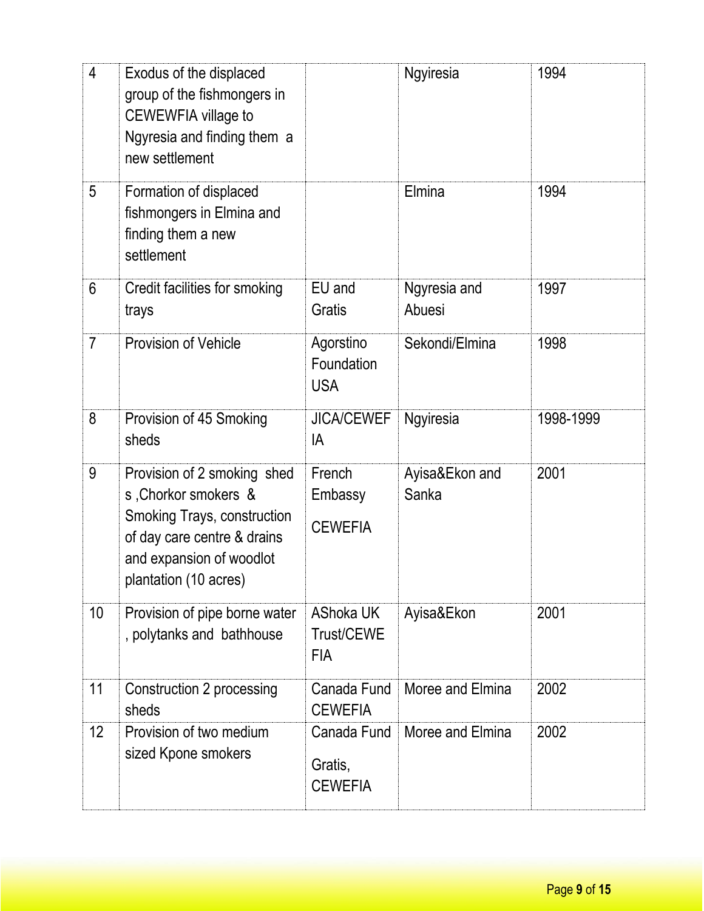| 4 | Exodus of the displaced group of the fishmongers in CEWEWFIA village to Ngyresia and finding them a new settlement | | Ngyiresia | 1994 |
|---|---|---|---|---|
| 5 | Formation of displaced fishmongers in Elmina and finding them a new settlement | | Elmina | 1994 |
| 6 | Credit facilities for smoking trays | EU and Gratis | Ngyresia and Abuesi | 1997 |
| 7 | Provision of Vehicle | Agorstino Foundation USA | Sekondi/Elmina | 1998 |
| 8 | Provision of 45 Smoking sheds | JICA/CEWEFIA | Ngyiresia | 1998-1999 |
| 9 | Provision of 2 smoking sheds ,Chorkor smokers & Smoking Trays, construction of day care centre & drains and expansion of woodlot plantation (10 acres) | French Embassy CEWEFIA | Ayisa&Ekon and Sanka | 2001 |
| 10 | Provision of pipe borne water , polytanks and bathhouse | AShoka UK Trust/CEWEFIA | Ayisa&Ekon | 2001 |
| 11 | Construction 2 processing sheds | Canada Fund CEWEFIA | Moree and Elmina | 2002 |
| 12 | Provision of two medium sized Kpone smokers | Canada Fund Gratis, CEWEFIA | Moree and Elmina | 2002 |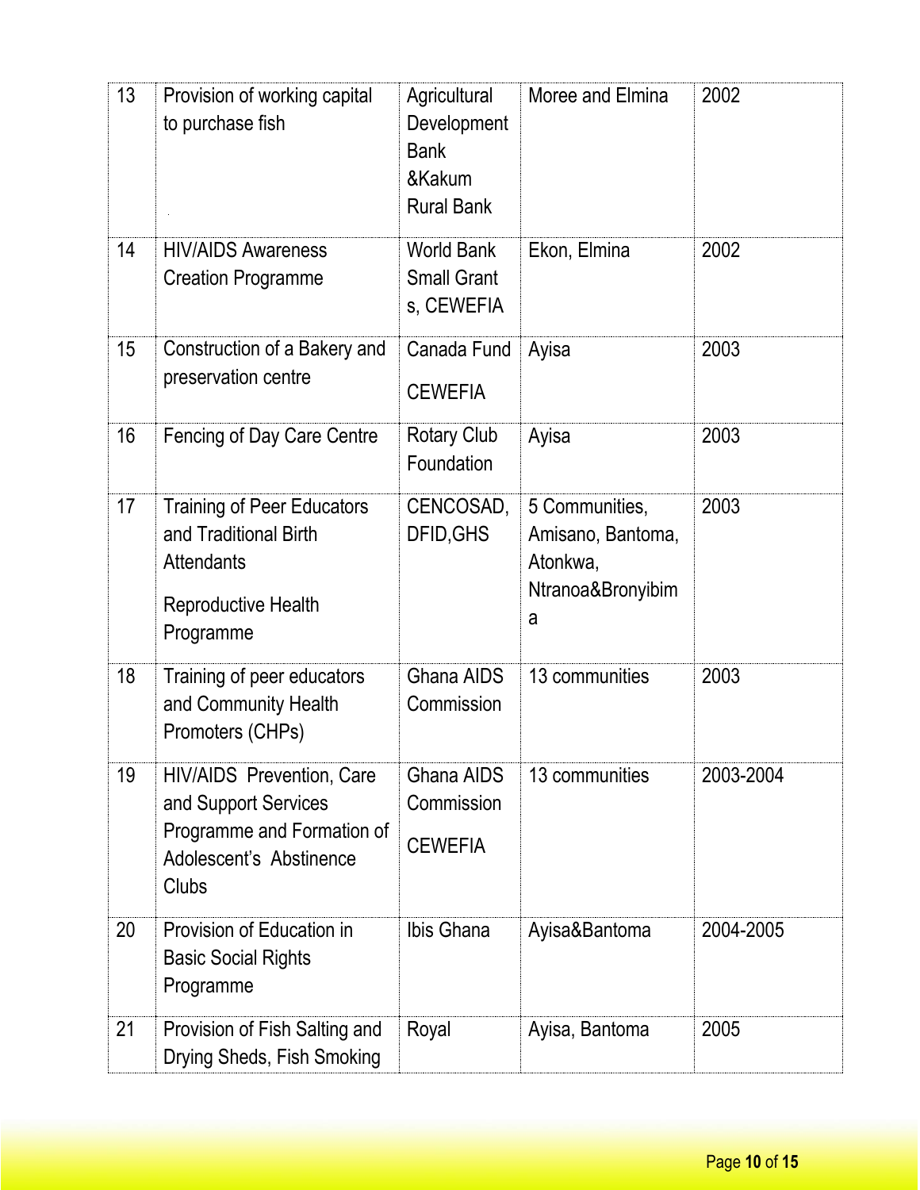| 13 | Provision of working capital to purchase fish | Agricultural Development Bank &Kakum Rural Bank | Moree and Elmina | 2002 |
|---|---|---|---|---|
| 14 | HIV/AIDS Awareness Creation Programme | World Bank Small Grants, CEWEFIA | Ekon, Elmina | 2002 |
| 15 | Construction of a Bakery and preservation centre | Canada Fund CEWEFIA | Ayisa | 2003 |
| 16 | Fencing of Day Care Centre | Rotary Club Foundation | Ayisa | 2003 |
| 17 | Training of Peer Educators and Traditional Birth Attendants Reproductive Health Programme | CENCOSAD, DFID,GHS | 5 Communities, Amisano, Bantoma, Atonkwa, Ntranoa&Bronyibima | 2003 |
| 18 | Training of peer educators and Community Health Promoters (CHPs) | Ghana AIDS Commission | 13 communities | 2003 |
| 19 | HIV/AIDS Prevention, Care and Support Services Programme and Formation of Adolescent's Abstinence Clubs | Ghana AIDS Commission CEWEFIA | 13 communities | 2003-2004 |
| 20 | Provision of Education in Basic Social Rights Programme | Ibis Ghana | Ayisa&Bantoma | 2004-2005 |
| 21 | Provision of Fish Salting and Drying Sheds, Fish Smoking | Royal | Ayisa, Bantoma | 2005 |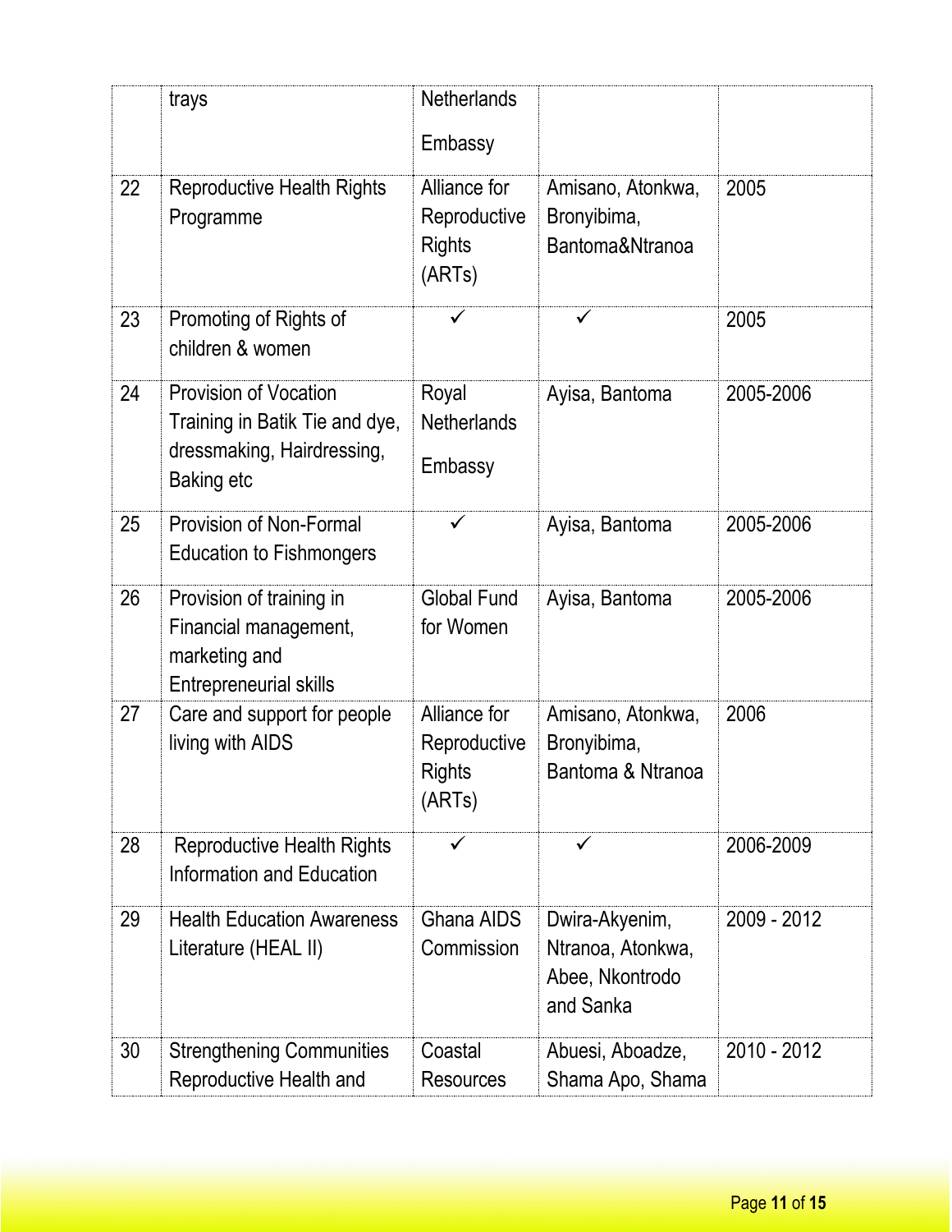| | trays | Netherlands Embassy | | |
|---|---|---|---|---|
| 22 | Reproductive Health Rights Programme | Alliance for Reproductive Rights (ARTs) | Amisano, Atonkwa, Bronyibima, Bantoma&Ntranoa | 2005 |
| 23 | Promoting of Rights of children & women | ✓ | ✓ | 2005 |
| 24 | Provision of Vocation Training in Batik Tie and dye, dressmaking, Hairdressing, Baking etc | Royal Netherlands Embassy | Ayisa, Bantoma | 2005-2006 |
| 25 | Provision of Non-Formal Education to Fishmongers | ✓ | Ayisa, Bantoma | 2005-2006 |
| 26 | Provision of training in Financial management, marketing and Entrepreneurial skills | Global Fund for Women | Ayisa, Bantoma | 2005-2006 |
| 27 | Care and support for people living with AIDS | Alliance for Reproductive Rights (ARTs) | Amisano, Atonkwa, Bronyibima, Bantoma & Ntranoa | 2006 |
| 28 | Reproductive Health Rights Information and Education | ✓ | ✓ | 2006-2009 |
| 29 | Health Education Awareness Literature (HEAL II) | Ghana AIDS Commission | Dwira-Akyenim, Ntranoa, Atonkwa, Abee, Nkontrodo and Sanka | 2009 - 2012 |
| 30 | Strengthening Communities Reproductive Health and | Coastal Resources | Abuesi, Aboadze, Shama Apo, Shama | 2010 - 2012 |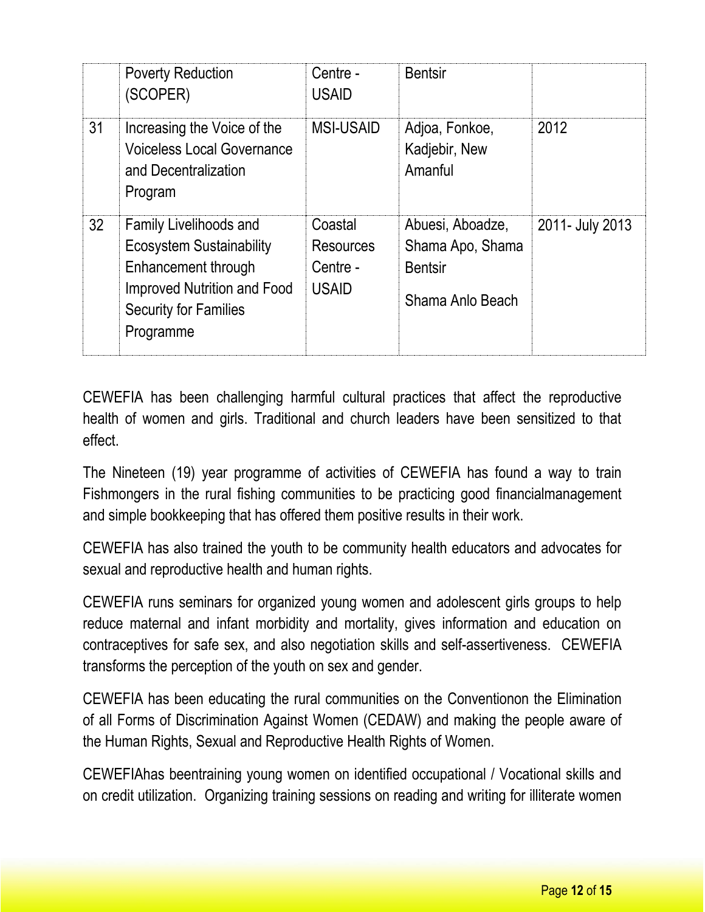| | | | | |
|---|---|---|---|---|
| | Poverty Reduction (SCOPER) | Centre - USAID | Bentsir | |
| 31 | Increasing the Voice of the Voiceless Local Governance and Decentralization Program | MSI-USAID | Adjoa, Fonkoe, Kadjebir, New Amanful | 2012 |
| 32 | Family Livelihoods and Ecosystem Sustainability Enhancement through Improved Nutrition and Food Security for Families Programme | Coastal Resources Centre - USAID | Abuesi, Aboadze, Shama Apo, Shama Bentsir<br><br>Shama Anlo Beach | 2011- July 2013 |

CEWEFIA has been challenging harmful cultural practices that affect the reproductive health of women and girls. Traditional and church leaders have been sensitized to that effect.

The Nineteen (19) year programme of activities of CEWEFIA has found a way to train Fishmongers in the rural fishing communities to be practicing good financialmanagement and simple bookkeeping that has offered them positive results in their work.

CEWEFIA has also trained the youth to be community health educators and advocates for sexual and reproductive health and human rights.

CEWEFIA runs seminars for organized young women and adolescent girls groups to help reduce maternal and infant morbidity and mortality, gives information and education on contraceptives for safe sex, and also negotiation skills and self-assertiveness. CEWEFIA transforms the perception of the youth on sex and gender.

CEWEFIA has been educating the rural communities on the Conventionon the Elimination of all Forms of Discrimination Against Women (CEDAW) and making the people aware of the Human Rights, Sexual and Reproductive Health Rights of Women.

CEWEFIAhas beentraining young women on identified occupational / Vocational skills and on credit utilization. Organizing training sessions on reading and writing for illiterate women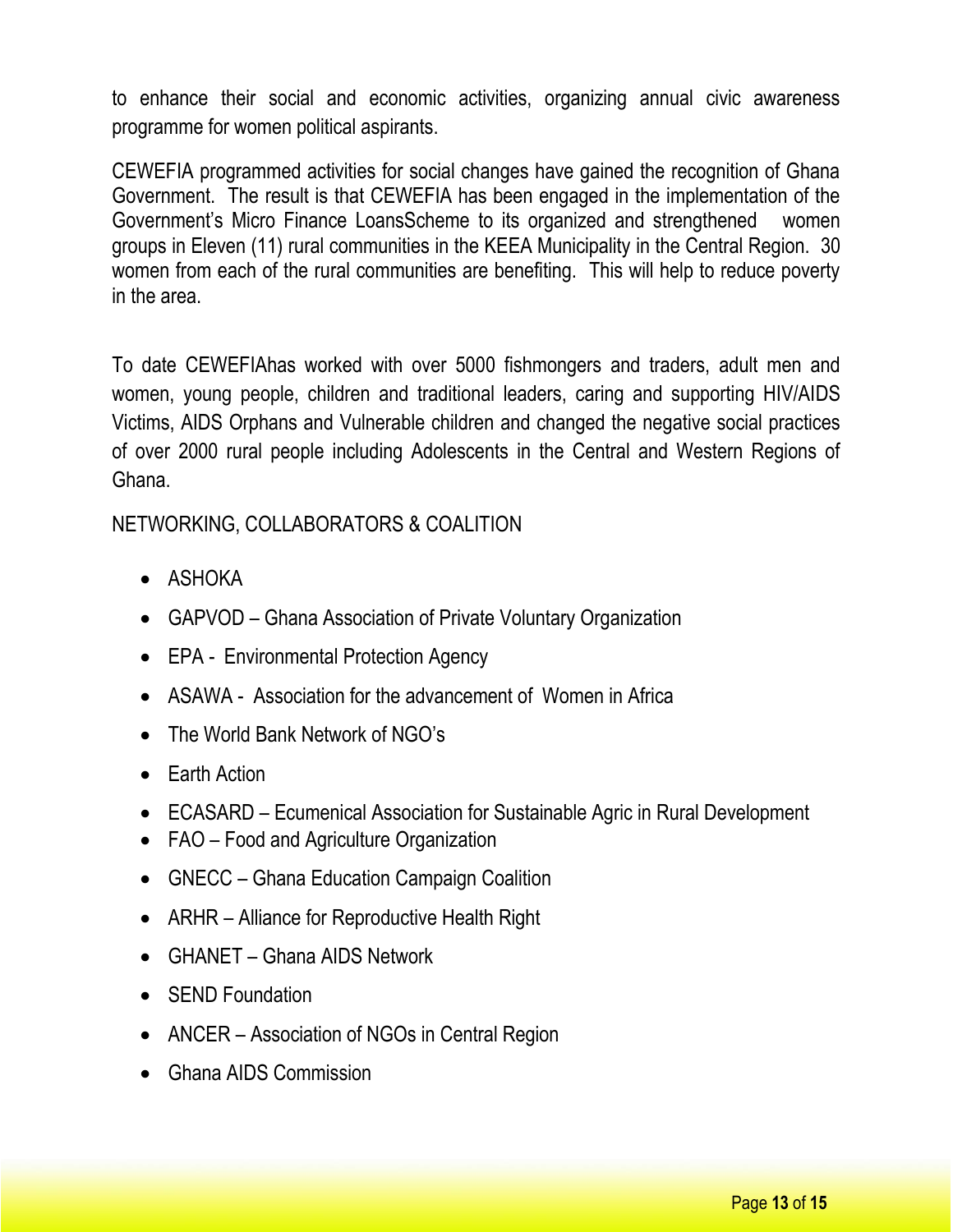to enhance their social and economic activities, organizing annual civic awareness programme for women political aspirants.

CEWEFIA programmed activities for social changes have gained the recognition of Ghana Government. The result is that CEWEFIA has been engaged in the implementation of the Government's Micro Finance LoansScheme to its organized and strengthened women groups in Eleven (11) rural communities in the KEEA Municipality in the Central Region. 30 women from each of the rural communities are benefiting. This will help to reduce poverty in the area.

To date CEWEFIAhas worked with over 5000 fishmongers and traders, adult men and women, young people, children and traditional leaders, caring and supporting HIV/AIDS Victims, AIDS Orphans and Vulnerable children and changed the negative social practices of over 2000 rural people including Adolescents in the Central and Western Regions of Ghana.

NETWORKING, COLLABORATORS & COALITION

- ASHOKA
- GAPVOD – Ghana Association of Private Voluntary Organization
- EPA - Environmental Protection Agency
- ASAWA - Association for the advancement of Women in Africa
- The World Bank Network of NGO's
- Earth Action
- ECASARD – Ecumenical Association for Sustainable Agric in Rural Development
- FAO – Food and Agriculture Organization
- GNECC – Ghana Education Campaign Coalition
- ARHR – Alliance for Reproductive Health Right
- GHANET – Ghana AIDS Network
- SEND Foundation
- ANCER – Association of NGOs in Central Region
- Ghana AIDS Commission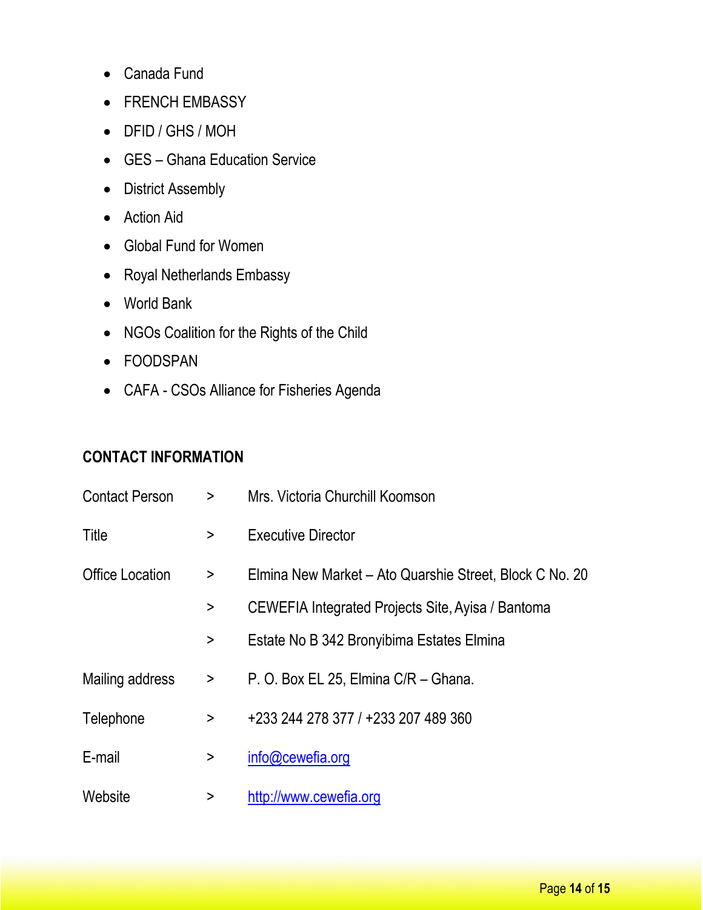- Canada Fund
- FRENCH EMBASSY
- DFID / GHS / MOH
- GES – Ghana Education Service
- District Assembly
- Action Aid
- Global Fund for Women
- Royal Netherlands Embassy
- World Bank
- NGOs Coalition for the Rights of the Child
- FOODSPAN
- CAFA - CSOs Alliance for Fisheries Agenda

**CONTACT INFORMATION**

| | | |
|---|---|---|
| Contact Person | > | Mrs. Victoria Churchill Koomson |
| Title | > | Executive Director |
| Office Location | > | Elmina New Market – Ato Quarshie Street, Block C No. 20 |
| | > | CEWEFIA Integrated Projects Site, Ayisa / Bantoma |
| | > | Estate No B 342 Bronyibima Estates Elmina |
| Mailing address | > | P. O. Box EL 25, Elmina C/R – Ghana. |
| Telephone | > | +233 244 278 377 / +233 207 489 360 |
| E-mail | > | info@cewefia.org |
| Website | > | http://www.cewefia.org |